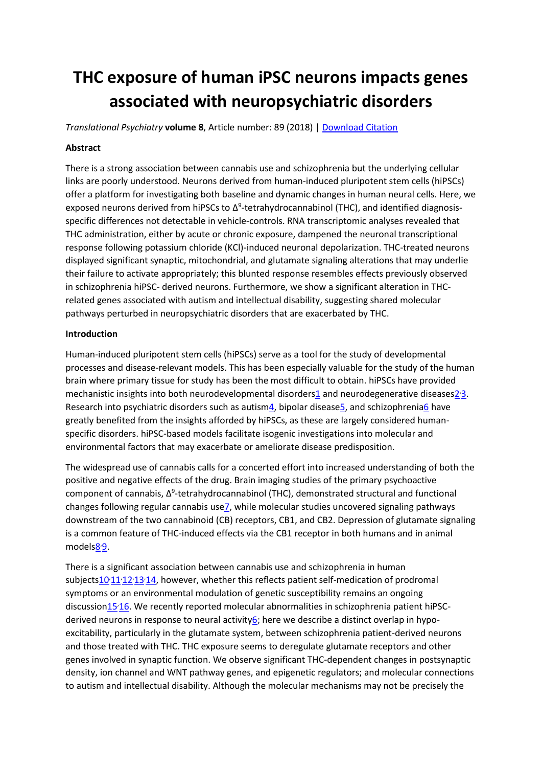# THC exposure of human iPSC neurons impacts genes associated with neuropsychiatric disorders

*Translational Psychiatry* **volume 8**, Article number: 89 (2018) | Download Citation

**Abstract**

There is a strong association between cannabis use and schizophrenia but the underlying cellular links are poorly understood. Neurons derived from human-induced pluripotent stem cells (hiPSCs) offer a platform for investigating both baseline and dynamic changes in human neural cells. Here, we exposed neurons derived from hiPSCs to Δ$^9$-tetrahydrocannabinol (THC), and identified diagnosis-specific differences not detectable in vehicle-controls. RNA transcriptomic analyses revealed that THC administration, either by acute or chronic exposure, dampened the neuronal transcriptional response following potassium chloride (KCl)-induced neuronal depolarization. THC-treated neurons displayed significant synaptic, mitochondrial, and glutamate signaling alterations that may underlie their failure to activate appropriately; this blunted response resembles effects previously observed in schizophrenia hiPSC- derived neurons. Furthermore, we show a significant alteration in THC-related genes associated with autism and intellectual disability, suggesting shared molecular pathways perturbed in neuropsychiatric disorders that are exacerbated by THC.

**Introduction**

Human-induced pluripotent stem cells (hiPSCs) serve as a tool for the study of developmental processes and disease-relevant models. This has been especially valuable for the study of the human brain where primary tissue for study has been the most difficult to obtain. hiPSCs have provided mechanistic insights into both neurodevelopmental disorders[1] and neurodegenerative diseases[2,3]. Research into psychiatric disorders such as autism[4], bipolar disease[5], and schizophrenia[6] have greatly benefited from the insights afforded by hiPSCs, as these are largely considered human-specific disorders. hiPSC-based models facilitate isogenic investigations into molecular and environmental factors that may exacerbate or ameliorate disease predisposition.

The widespread use of cannabis calls for a concerted effort into increased understanding of both the positive and negative effects of the drug. Brain imaging studies of the primary psychoactive component of cannabis, Δ$^9$-tetrahydrocannabinol (THC), demonstrated structural and functional changes following regular cannabis use[7], while molecular studies uncovered signaling pathways downstream of the two cannabinoid (CB) receptors, CB1, and CB2. Depression of glutamate signaling is a common feature of THC-induced effects via the CB1 receptor in both humans and in animal models[8,9].

There is a significant association between cannabis use and schizophrenia in human subjects[10,11,12,13,14], however, whether this reflects patient self-medication of prodromal symptoms or an environmental modulation of genetic susceptibility remains an ongoing discussion[15,16]. We recently reported molecular abnormalities in schizophrenia patient hiPSC-derived neurons in response to neural activity[6]; here we describe a distinct overlap in hypo-excitability, particularly in the glutamate system, between schizophrenia patient-derived neurons and those treated with THC. THC exposure seems to deregulate glutamate receptors and other genes involved in synaptic function. We observe significant THC-dependent changes in postsynaptic density, ion channel and WNT pathway genes, and epigenetic regulators; and molecular connections to autism and intellectual disability. Although the molecular mechanisms may not be precisely the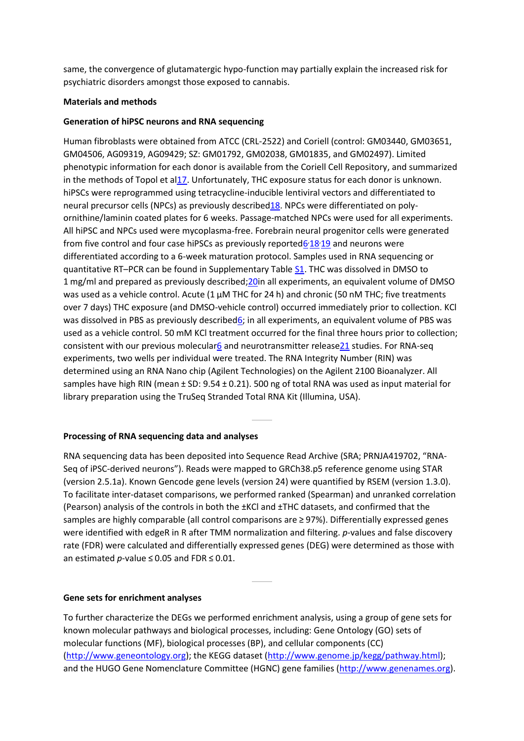same, the convergence of glutamatergic hypo-function may partially explain the increased risk for psychiatric disorders amongst those exposed to cannabis.

**Materials and methods**

**Generation of hiPSC neurons and RNA sequencing**

Human fibroblasts were obtained from ATCC (CRL-2522) and Coriell (control: GM03440, GM03651, GM04506, AG09319, AG09429; SZ: GM01792, GM02038, GM01835, and GM02497). Limited phenotypic information for each donor is available from the Coriell Cell Repository, and summarized in the methods of Topol et al[17]. Unfortunately, THC exposure status for each donor is unknown. hiPSCs were reprogrammed using tetracycline-inducible lentiviral vectors and differentiated to neural precursor cells (NPCs) as previously described[18]. NPCs were differentiated on poly-ornithine/laminin coated plates for 6 weeks. Passage-matched NPCs were used for all experiments. All hiPSC and NPCs used were mycoplasma-free. Forebrain neural progenitor cells were generated from five control and four case hiPSCs as previously reported[6,18,19] and neurons were differentiated according to a 6-week maturation protocol. Samples used in RNA sequencing or quantitative RT–PCR can be found in Supplementary Table S1. THC was dissolved in DMSO to 1 mg/ml and prepared as previously described;[20]in all experiments, an equivalent volume of DMSO was used as a vehicle control. Acute (1 µM THC for 24 h) and chronic (50 nM THC; five treatments over 7 days) THC exposure (and DMSO-vehicle control) occurred immediately prior to collection. KCl was dissolved in PBS as previously described[6]; in all experiments, an equivalent volume of PBS was used as a vehicle control. 50 mM KCl treatment occurred for the final three hours prior to collection; consistent with our previous molecular[6] and neurotransmitter release[21] studies. For RNA-seq experiments, two wells per individual were treated. The RNA Integrity Number (RIN) was determined using an RNA Nano chip (Agilent Technologies) on the Agilent 2100 Bioanalyzer. All samples have high RIN (mean ± SD: 9.54 ± 0.21). 500 ng of total RNA was used as input material for library preparation using the TruSeq Stranded Total RNA Kit (Illumina, USA).

**Processing of RNA sequencing data and analyses**

RNA sequencing data has been deposited into Sequence Read Archive (SRA; PRNJA419702, "RNA-Seq of iPSC-derived neurons"). Reads were mapped to GRCh38.p5 reference genome using STAR (version 2.5.1a). Known Gencode gene levels (version 24) were quantified by RSEM (version 1.3.0). To facilitate inter-dataset comparisons, we performed ranked (Spearman) and unranked correlation (Pearson) analysis of the controls in both the ±KCl and ±THC datasets, and confirmed that the samples are highly comparable (all control comparisons are ≥ 97%). Differentially expressed genes were identified with edgeR in R after TMM normalization and filtering. *p*-values and false discovery rate (FDR) were calculated and differentially expressed genes (DEG) were determined as those with an estimated *p*-value ≤ 0.05 and FDR ≤ 0.01.

**Gene sets for enrichment analyses**

To further characterize the DEGs we performed enrichment analysis, using a group of gene sets for known molecular pathways and biological processes, including: Gene Ontology (GO) sets of molecular functions (MF), biological processes (BP), and cellular components (CC) (http://www.geneontology.org); the KEGG dataset (http://www.genome.jp/kegg/pathway.html); and the HUGO Gene Nomenclature Committee (HGNC) gene families (http://www.genenames.org).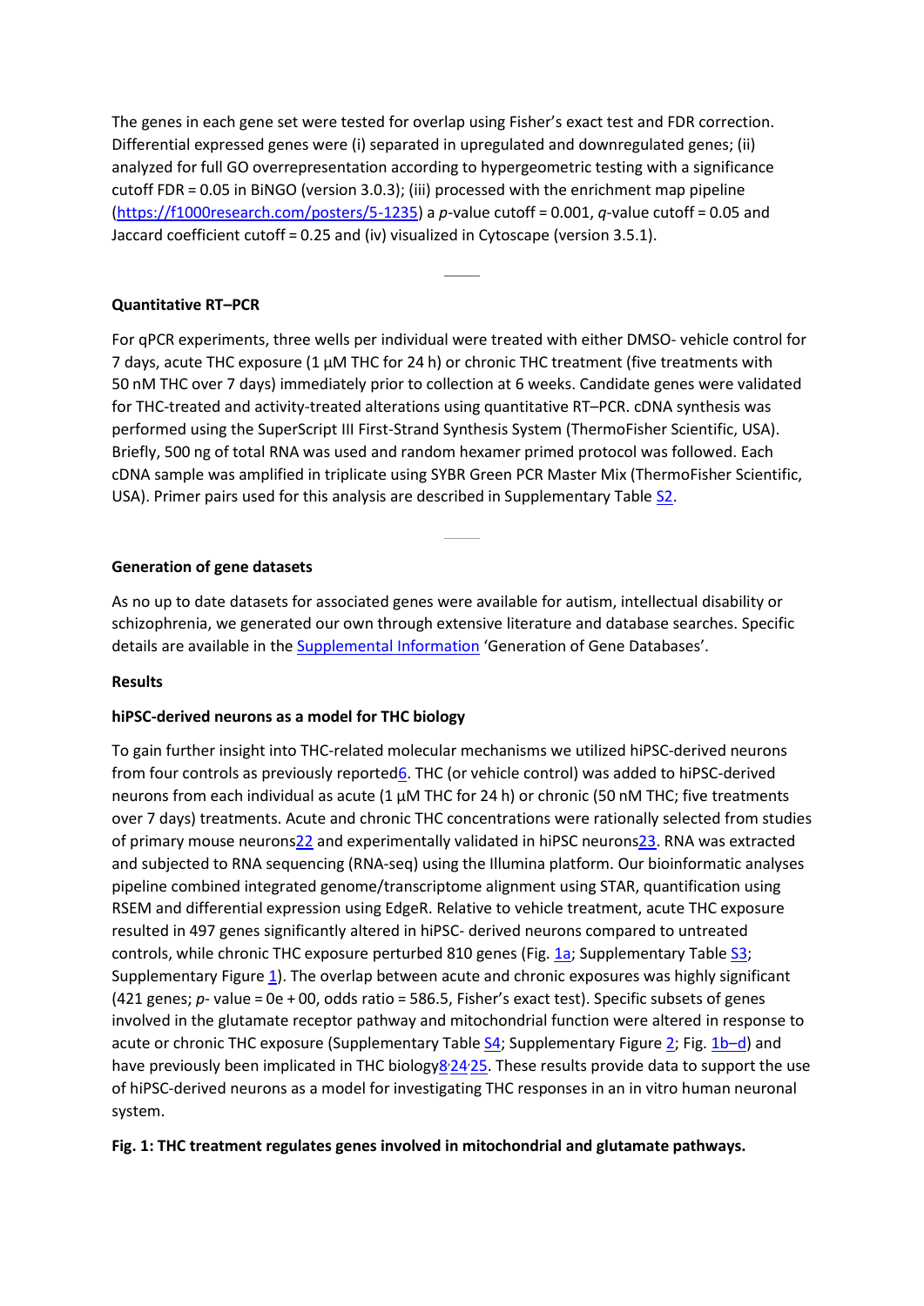The genes in each gene set were tested for overlap using Fisher's exact test and FDR correction. Differential expressed genes were (i) separated in upregulated and downregulated genes; (ii) analyzed for full GO overrepresentation according to hypergeometric testing with a significance cutoff FDR = 0.05 in BiNGO (version 3.0.3); (iii) processed with the enrichment map pipeline (https://f1000research.com/posters/5-1235) a *p*-value cutoff = 0.001, *q*-value cutoff = 0.05 and Jaccard coefficient cutoff = 0.25 and (iv) visualized in Cytoscape (version 3.5.1).

### Quantitative RT–PCR

For qPCR experiments, three wells per individual were treated with either DMSO- vehicle control for 7 days, acute THC exposure (1 µM THC for 24 h) or chronic THC treatment (five treatments with 50 nM THC over 7 days) immediately prior to collection at 6 weeks. Candidate genes were validated for THC-treated and activity-treated alterations using quantitative RT–PCR. cDNA synthesis was performed using the SuperScript III First-Strand Synthesis System (ThermoFisher Scientific, USA). Briefly, 500 ng of total RNA was used and random hexamer primed protocol was followed. Each cDNA sample was amplified in triplicate using SYBR Green PCR Master Mix (ThermoFisher Scientific, USA). Primer pairs used for this analysis are described in Supplementary Table S2.

### Generation of gene datasets

As no up to date datasets for associated genes were available for autism, intellectual disability or schizophrenia, we generated our own through extensive literature and database searches. Specific details are available in the Supplemental Information 'Generation of Gene Databases'.

## Results

### hiPSC-derived neurons as a model for THC biology

To gain further insight into THC-related molecular mechanisms we utilized hiPSC-derived neurons from four controls as previously reported[6]. THC (or vehicle control) was added to hiPSC-derived neurons from each individual as acute (1 µM THC for 24 h) or chronic (50 nM THC; five treatments over 7 days) treatments. Acute and chronic THC concentrations were rationally selected from studies of primary mouse neurons[22] and experimentally validated in hiPSC neurons[23]. RNA was extracted and subjected to RNA sequencing (RNA-seq) using the Illumina platform. Our bioinformatic analyses pipeline combined integrated genome/transcriptome alignment using STAR, quantification using RSEM and differential expression using EdgeR. Relative to vehicle treatment, acute THC exposure resulted in 497 genes significantly altered in hiPSC- derived neurons compared to untreated controls, while chronic THC exposure perturbed 810 genes (Fig. 1a; Supplementary Table S3; Supplementary Figure 1). The overlap between acute and chronic exposures was highly significant (421 genes; *p*- value = 0e + 00, odds ratio = 586.5, Fisher's exact test). Specific subsets of genes involved in the glutamate receptor pathway and mitochondrial function were altered in response to acute or chronic THC exposure (Supplementary Table S4; Supplementary Figure 2; Fig. 1b–d) and have previously been implicated in THC biology[8,24,25]. These results provide data to support the use of hiPSC-derived neurons as a model for investigating THC responses in an in vitro human neuronal system.

**Fig. 1: THC treatment regulates genes involved in mitochondrial and glutamate pathways.**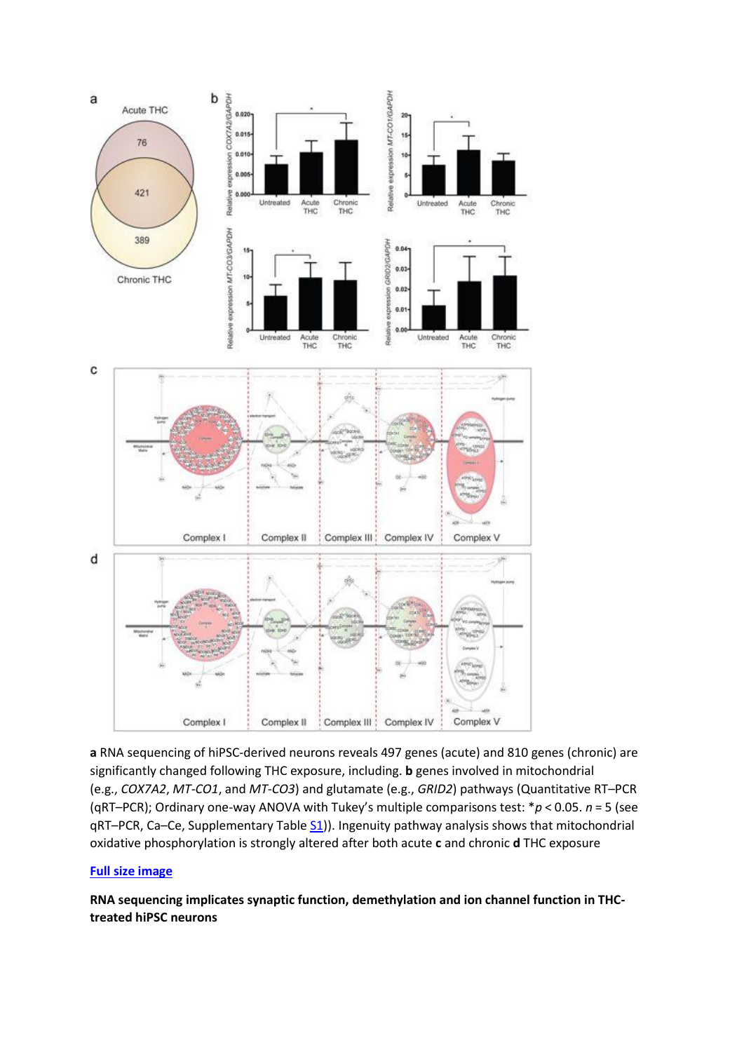**a** RNA sequencing of hiPSC-derived neurons reveals 497 genes (acute) and 810 genes (chronic) are significantly changed following THC exposure, including. **b** genes involved in mitochondrial (e.g., *COX7A2*, *MT-CO1*, and *MT-CO3*) and glutamate (e.g., *GRID2*) pathways (Quantitative RT–PCR (qRT–PCR); Ordinary one-way ANOVA with Tukey's multiple comparisons test: *$p < 0.05$. $n = 5$ (see qRT–PCR, Ca–Ce, Supplementary Table S1)). Ingenuity pathway analysis shows that mitochondrial oxidative phosphorylation is strongly altered after both acute **c** and chronic **d** THC exposure

Full size image

**RNA sequencing implicates synaptic function, demethylation and ion channel function in THC-treated hiPSC neurons**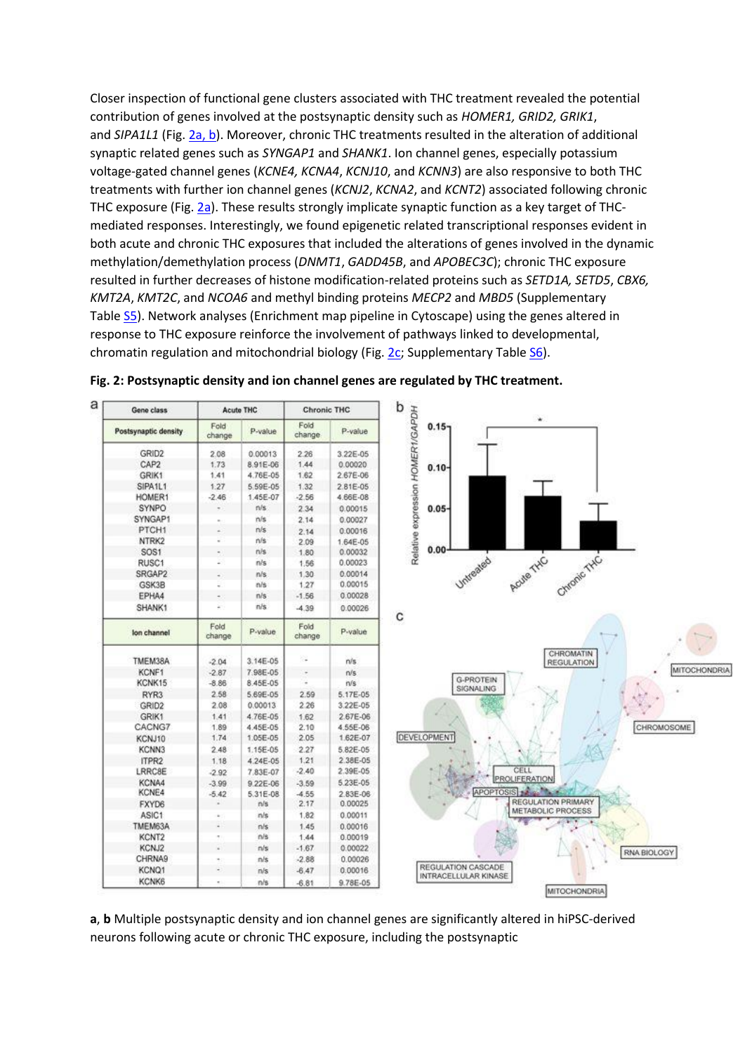Closer inspection of functional gene clusters associated with THC treatment revealed the potential contribution of genes involved at the postsynaptic density such as *HOMER1, GRID2, GRIK1*, and *SIPA1L1* (Fig. 2a, b). Moreover, chronic THC treatments resulted in the alteration of additional synaptic related genes such as *SYNGAP1* and *SHANK1*. Ion channel genes, especially potassium voltage-gated channel genes (*KCNE4, KCNA4*, *KCNJ10*, and *KCNN3*) are also responsive to both THC treatments with further ion channel genes (*KCNJ2*, *KCNA2*, and *KCNT2*) associated following chronic THC exposure (Fig. 2a). These results strongly implicate synaptic function as a key target of THC-mediated responses. Interestingly, we found epigenetic related transcriptional responses evident in both acute and chronic THC exposures that included the alterations of genes involved in the dynamic methylation/demethylation process (*DNMT1*, *GADD45B*, and *APOBEC3C*); chronic THC exposure resulted in further decreases of histone modification-related proteins such as *SETD1A, SETD5*, *CBX6, KMT2A*, *KMT2C*, and *NCOA6* and methyl binding proteins *MECP2* and *MBD5* (Supplementary Table S5). Network analyses (Enrichment map pipeline in Cytoscape) using the genes altered in response to THC exposure reinforce the involvement of pathways linked to developmental, chromatin regulation and mitochondrial biology (Fig. 2c; Supplementary Table S6).

**Fig. 2: Postsynaptic density and ion channel genes are regulated by THC treatment.**

| Gene class | Acute THC | | Chronic THC | |
|---|---|---|---|---|
| **Postsynaptic density** | Fold change | P-value | Fold change | P-value |
| GRID2 | 2.08 | 0.00013 | 2.26 | 3.22E-05 |
| CAP2 | 1.73 | 8.91E-06 | 1.44 | 0.00020 |
| GRIK1 | 1.41 | 4.76E-05 | 1.62 | 2.67E-06 |
| SIPA1L1 | 1.27 | 5.59E-05 | 1.32 | 2.81E-05 |
| HOMER1 | -2.46 | 1.45E-07 | -2.56 | 4.66E-08 |
| SYNPO | - | n/s | 2.34 | 0.00015 |
| SYNGAP1 | - | n/s | 2.14 | 0.00027 |
| PTCH1 | - | n/s | 2.14 | 0.00016 |
| NTRK2 | - | n/s | 2.09 | 1.64E-05 |
| SOS1 | - | n/s | 1.80 | 0.00032 |
| RUSC1 | - | n/s | 1.56 | 0.00023 |
| SRGAP2 | - | n/s | 1.30 | 0.00014 |
| GSK3B | - | n/s | 1.27 | 0.00015 |
| EPHA4 | - | n/s | -1.56 | 0.00028 |
| SHANK1 | - | n/s | -4.39 | 0.00026 |
| **Ion channel** | Fold change | P-value | Fold change | P-value |
| TMEM38A | -2.04 | 3.14E-05 | - | n/s |
| KCNF1 | -2.87 | 7.98E-05 | - | n/s |
| KCNK15 | -8.86 | 8.45E-05 | - | n/s |
| RYR3 | 2.58 | 5.69E-05 | 2.59 | 5.17E-05 |
| GRID2 | 2.08 | 0.00013 | 2.26 | 3.22E-05 |
| GRIK1 | 1.41 | 4.76E-05 | 1.62 | 2.67E-06 |
| CACNG7 | 1.89 | 4.45E-05 | 2.10 | 4.55E-06 |
| KCNJ10 | 1.74 | 1.05E-05 | 2.05 | 1.62E-07 |
| KCNN3 | 2.48 | 1.15E-05 | 2.27 | 5.82E-05 |
| ITPR2 | 1.18 | 4.24E-05 | 1.21 | 2.38E-05 |
| LRRC8E | -2.92 | 7.83E-07 | -2.40 | 2.39E-05 |
| KCNA4 | -3.99 | 9.22E-06 | -3.59 | 5.23E-05 |
| KCNE4 | -5.42 | 5.31E-08 | -4.55 | 2.83E-06 |
| FXYD6 | - | n/s | 2.17 | 0.00025 |
| ASIC1 | - | n/s | 1.82 | 0.00011 |
| TMEM63A | - | n/s | 1.45 | 0.00016 |
| KCNT2 | - | n/s | 1.44 | 0.00019 |
| KCNJ2 | - | n/s | -1.67 | 0.00022 |
| CHRNA9 | - | n/s | -2.88 | 0.00026 |
| KCNQ1 | - | n/s | -6.47 | 0.00016 |
| KCNK6 | - | n/s | -6.81 | 9.78E-05 |

**a**, **b** Multiple postsynaptic density and ion channel genes are significantly altered in hiPSC-derived neurons following acute or chronic THC exposure, including the postsynaptic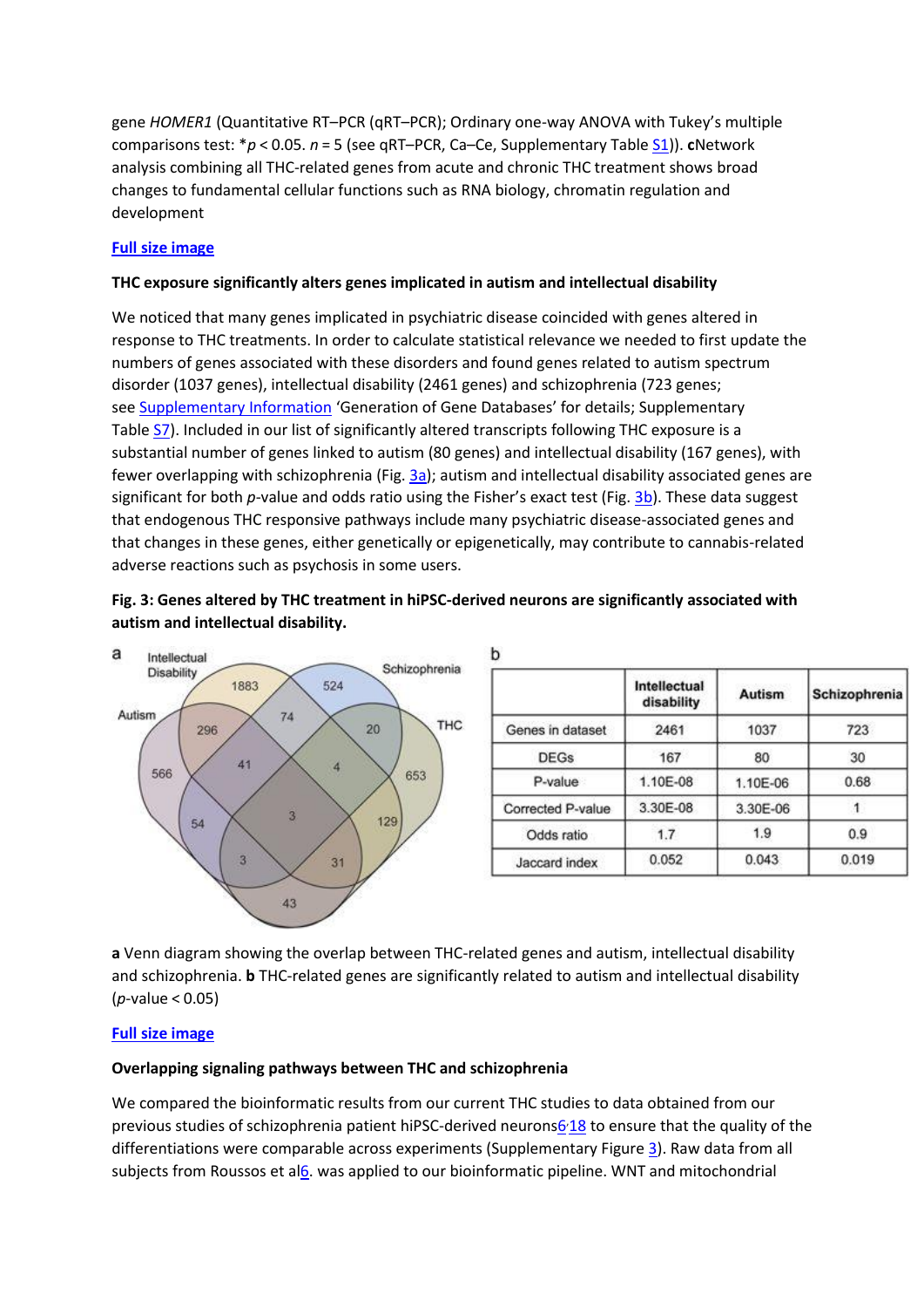gene *HOMER1* (Quantitative RT–PCR (qRT–PCR); Ordinary one-way ANOVA with Tukey's multiple comparisons test: *$p < 0.05$. $n = 5$ (see qRT–PCR, Ca–Ce, Supplementary Table S1)). **c**Network analysis combining all THC-related genes from acute and chronic THC treatment shows broad changes to fundamental cellular functions such as RNA biology, chromatin regulation and development

Full size image

**THC exposure significantly alters genes implicated in autism and intellectual disability**

We noticed that many genes implicated in psychiatric disease coincided with genes altered in response to THC treatments. In order to calculate statistical relevance we needed to first update the numbers of genes associated with these disorders and found genes related to autism spectrum disorder (1037 genes), intellectual disability (2461 genes) and schizophrenia (723 genes; see Supplementary Information 'Generation of Gene Databases' for details; Supplementary Table S7). Included in our list of significantly altered transcripts following THC exposure is a substantial number of genes linked to autism (80 genes) and intellectual disability (167 genes), with fewer overlapping with schizophrenia (Fig. 3a); autism and intellectual disability associated genes are significant for both *p*-value and odds ratio using the Fisher's exact test (Fig. 3b). These data suggest that endogenous THC responsive pathways include many psychiatric disease-associated genes and that changes in these genes, either genetically or epigenetically, may contribute to cannabis-related adverse reactions such as psychosis in some users.

**Fig. 3: Genes altered by THC treatment in hiPSC-derived neurons are significantly associated with autism and intellectual disability.**

|  | Intellectual disability | Autism | Schizophrenia |
|---|---|---|---|
| Genes in dataset | 2461 | 1037 | 723 |
| DEGs | 167 | 80 | 30 |
| P-value | 1.10E-08 | 1.10E-06 | 0.68 |
| Corrected P-value | 3.30E-08 | 3.30E-06 | 1 |
| Odds ratio | 1.7 | 1.9 | 0.9 |
| Jaccard index | 0.052 | 0.043 | 0.019 |

**a** Venn diagram showing the overlap between THC-related genes and autism, intellectual disability and schizophrenia. **b** THC-related genes are significantly related to autism and intellectual disability ($p$-value < 0.05)

Full size image

**Overlapping signaling pathways between THC and schizophrenia**

We compared the bioinformatic results from our current THC studies to data obtained from our previous studies of schizophrenia patient hiPSC-derived neurons[6,18] to ensure that the quality of the differentiations were comparable across experiments (Supplementary Figure 3). Raw data from all subjects from Roussos et al[6]. was applied to our bioinformatic pipeline. WNT and mitochondrial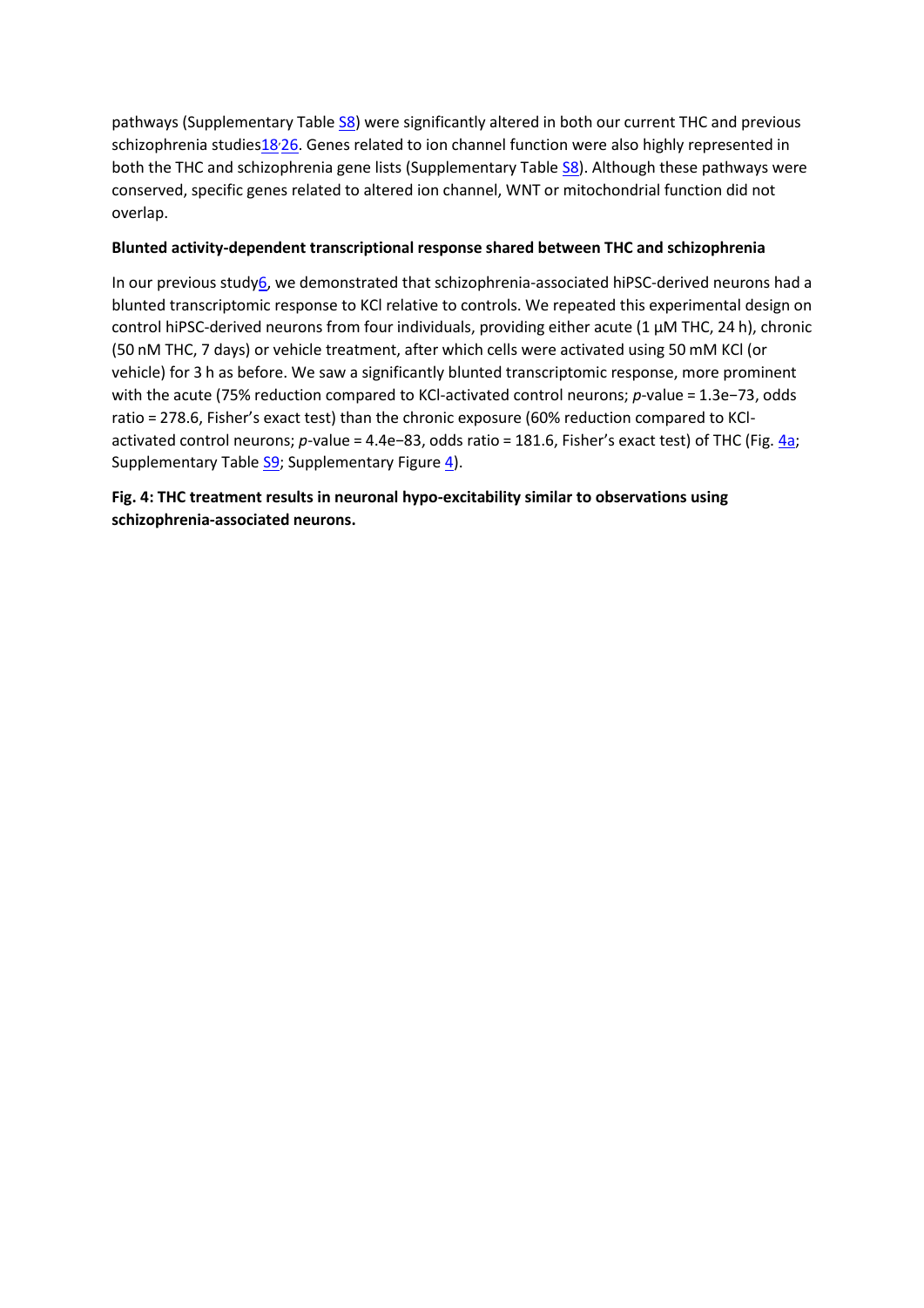pathways (Supplementary Table S8) were significantly altered in both our current THC and previous schizophrenia studies[18,26]. Genes related to ion channel function were also highly represented in both the THC and schizophrenia gene lists (Supplementary Table S8). Although these pathways were conserved, specific genes related to altered ion channel, WNT or mitochondrial function did not overlap.

**Blunted activity-dependent transcriptional response shared between THC and schizophrenia**

In our previous study[6], we demonstrated that schizophrenia-associated hiPSC-derived neurons had a blunted transcriptomic response to KCl relative to controls. We repeated this experimental design on control hiPSC-derived neurons from four individuals, providing either acute (1 µM THC, 24 h), chronic (50 nM THC, 7 days) or vehicle treatment, after which cells were activated using 50 mM KCl (or vehicle) for 3 h as before. We saw a significantly blunted transcriptomic response, more prominent with the acute (75% reduction compared to KCl-activated control neurons; *p*-value = 1.3e−73, odds ratio = 278.6, Fisher's exact test) than the chronic exposure (60% reduction compared to KCl-activated control neurons; *p*-value = 4.4e−83, odds ratio = 181.6, Fisher's exact test) of THC (Fig. 4a; Supplementary Table S9; Supplementary Figure 4).

**Fig. 4: THC treatment results in neuronal hypo-excitability similar to observations using schizophrenia-associated neurons.**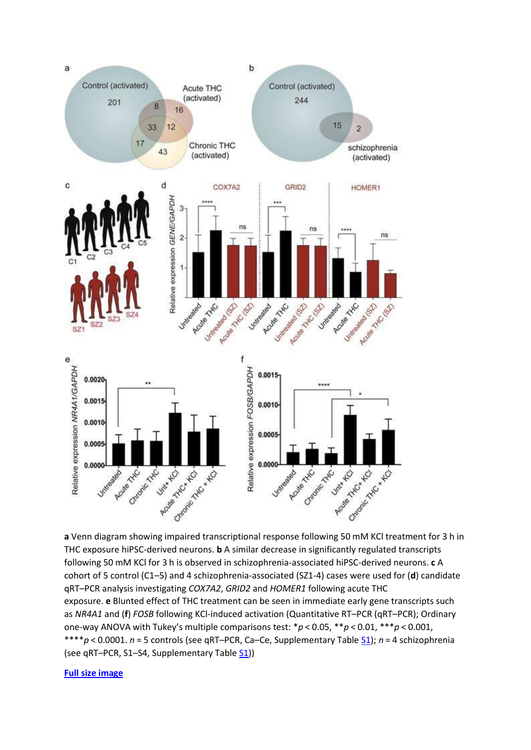**a** Venn diagram showing impaired transcriptional response following 50 mM KCl treatment for 3 h in THC exposure hiPSC-derived neurons. **b** A similar decrease in significantly regulated transcripts following 50 mM KCl for 3 h is observed in schizophrenia-associated hiPSC-derived neurons. **c** A cohort of 5 control (C1–5) and 4 schizophrenia-associated (SZ1-4) cases were used for (**d**) candidate qRT–PCR analysis investigating *COX7A2*, *GRID2* and *HOMER1* following acute THC exposure. **e** Blunted effect of THC treatment can be seen in immediate early gene transcripts such as *NR4A1* and (**f**) *FOSB* following KCl-induced activation (Quantitative RT–PCR (qRT–PCR); Ordinary one-way ANOVA with Tukey's multiple comparisons test: \*$p < 0.05$, \*\*$p < 0.01$, \*\*\*$p < 0.001$, \*\*\*\*$p < 0.0001$. $n = 5$ controls (see qRT–PCR, Ca–Ce, Supplementary Table S1); $n = 4$ schizophrenia (see qRT–PCR, S1–S4, Supplementary Table S1))

**Full size image**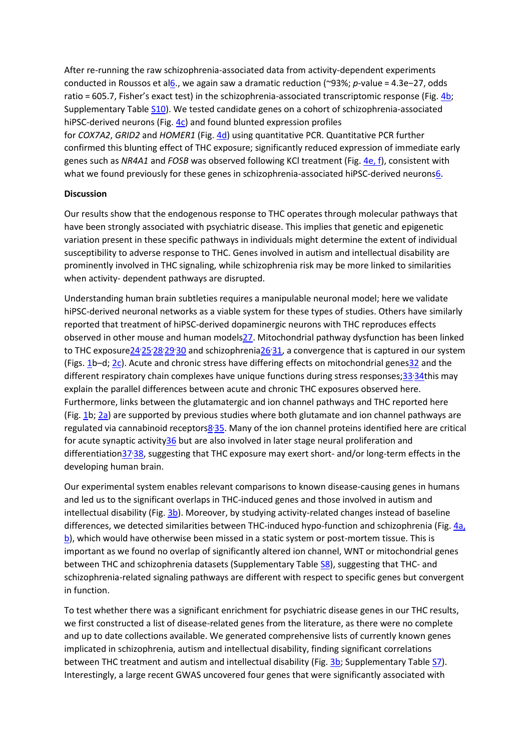After re-running the raw schizophrenia-associated data from activity-dependent experiments conducted in Roussos et al[6]., we again saw a dramatic reduction (~93%; *p*-value = 4.3e−27, odds ratio = 605.7, Fisher's exact test) in the schizophrenia-associated transcriptomic response (Fig. 4b; Supplementary Table S10). We tested candidate genes on a cohort of schizophrenia-associated hiPSC-derived neurons (Fig. 4c) and found blunted expression profiles for *COX7A2*, *GRID2* and *HOMER1* (Fig. 4d) using quantitative PCR. Quantitative PCR further confirmed this blunting effect of THC exposure; significantly reduced expression of immediate early genes such as *NR4A1* and *FOSB* was observed following KCl treatment (Fig. 4e, f), consistent with what we found previously for these genes in schizophrenia-associated hiPSC-derived neurons[6].

**Discussion**

Our results show that the endogenous response to THC operates through molecular pathways that have been strongly associated with psychiatric disease. This implies that genetic and epigenetic variation present in these specific pathways in individuals might determine the extent of individual susceptibility to adverse response to THC. Genes involved in autism and intellectual disability are prominently involved in THC signaling, while schizophrenia risk may be more linked to similarities when activity- dependent pathways are disrupted.

Understanding human brain subtleties requires a manipulable neuronal model; here we validate hiPSC-derived neuronal networks as a viable system for these types of studies. Others have similarly reported that treatment of hiPSC-derived dopaminergic neurons with THC reproduces effects observed in other mouse and human models[27]. Mitochondrial pathway dysfunction has been linked to THC exposure[24,25,28,29,30] and schizophrenia[26,31], a convergence that is captured in our system (Figs. 1b–d; 2c). Acute and chronic stress have differing effects on mitochondrial genes[32] and the different respiratory chain complexes have unique functions during stress responses;[33,34]this may explain the parallel differences between acute and chronic THC exposures observed here. Furthermore, links between the glutamatergic and ion channel pathways and THC reported here (Fig. 1b; 2a) are supported by previous studies where both glutamate and ion channel pathways are regulated via cannabinoid receptors[8,35]. Many of the ion channel proteins identified here are critical for acute synaptic activity[36] but are also involved in later stage neural proliferation and differentiation[37,38], suggesting that THC exposure may exert short- and/or long-term effects in the developing human brain.

Our experimental system enables relevant comparisons to known disease-causing genes in humans and led us to the significant overlaps in THC-induced genes and those involved in autism and intellectual disability (Fig. 3b). Moreover, by studying activity-related changes instead of baseline differences, we detected similarities between THC-induced hypo-function and schizophrenia (Fig. 4a, b), which would have otherwise been missed in a static system or post-mortem tissue. This is important as we found no overlap of significantly altered ion channel, WNT or mitochondrial genes between THC and schizophrenia datasets (Supplementary Table S8), suggesting that THC- and schizophrenia-related signaling pathways are different with respect to specific genes but convergent in function.

To test whether there was a significant enrichment for psychiatric disease genes in our THC results, we first constructed a list of disease-related genes from the literature, as there were no complete and up to date collections available. We generated comprehensive lists of currently known genes implicated in schizophrenia, autism and intellectual disability, finding significant correlations between THC treatment and autism and intellectual disability (Fig. 3b; Supplementary Table S7). Interestingly, a large recent GWAS uncovered four genes that were significantly associated with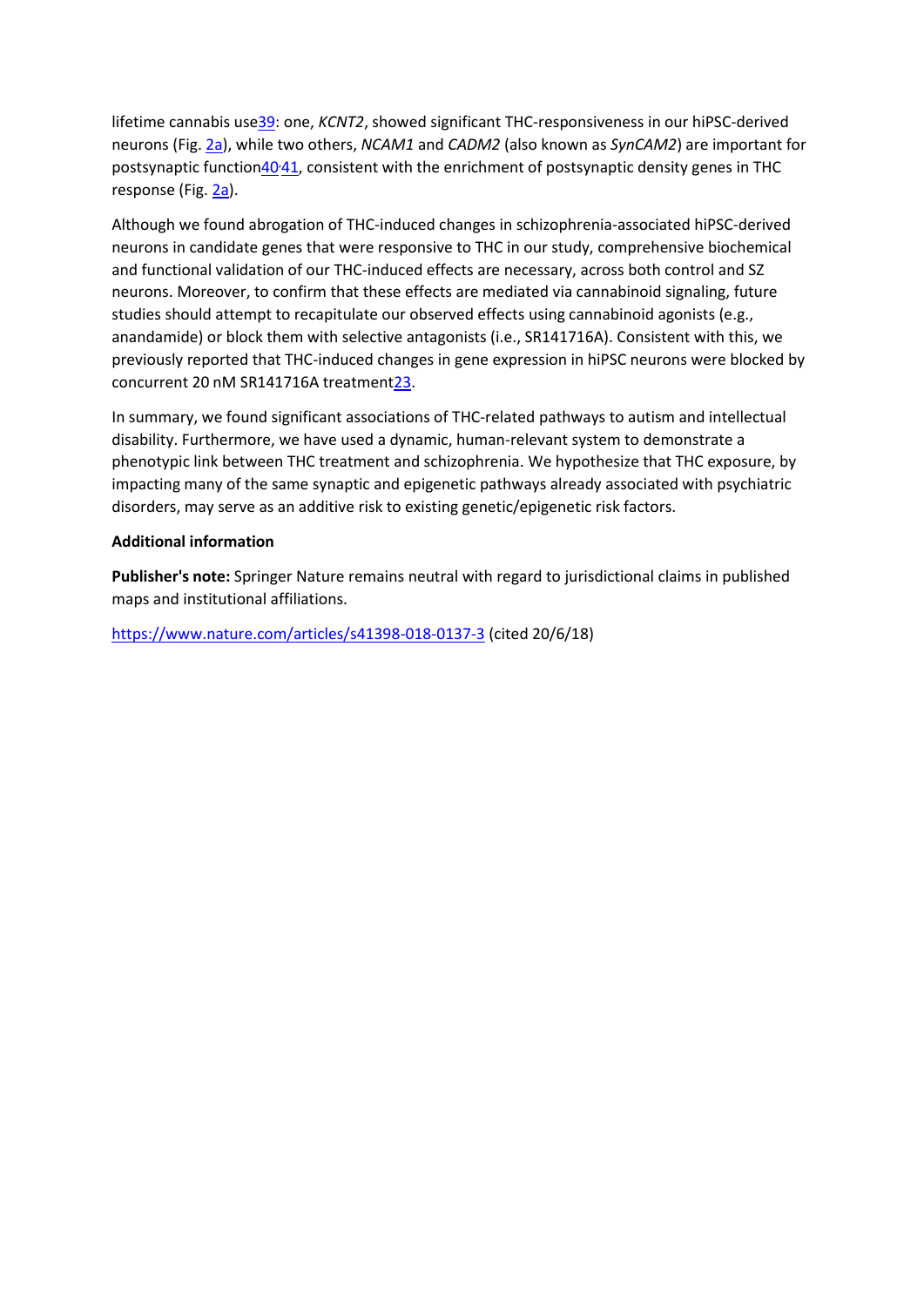lifetime cannabis use[39]: one, *KCNT2*, showed significant THC-responsiveness in our hiPSC-derived neurons (Fig. 2a), while two others, *NCAM1* and *CADM2* (also known as *SynCAM2*) are important for postsynaptic function[40,41], consistent with the enrichment of postsynaptic density genes in THC response (Fig. 2a).

Although we found abrogation of THC-induced changes in schizophrenia-associated hiPSC-derived neurons in candidate genes that were responsive to THC in our study, comprehensive biochemical and functional validation of our THC-induced effects are necessary, across both control and SZ neurons. Moreover, to confirm that these effects are mediated via cannabinoid signaling, future studies should attempt to recapitulate our observed effects using cannabinoid agonists (e.g., anandamide) or block them with selective antagonists (i.e., SR141716A). Consistent with this, we previously reported that THC-induced changes in gene expression in hiPSC neurons were blocked by concurrent 20 nM SR141716A treatment[23].

In summary, we found significant associations of THC-related pathways to autism and intellectual disability. Furthermore, we have used a dynamic, human-relevant system to demonstrate a phenotypic link between THC treatment and schizophrenia. We hypothesize that THC exposure, by impacting many of the same synaptic and epigenetic pathways already associated with psychiatric disorders, may serve as an additive risk to existing genetic/epigenetic risk factors.

**Additional information**

**Publisher's note:** Springer Nature remains neutral with regard to jurisdictional claims in published maps and institutional affiliations.

https://www.nature.com/articles/s41398-018-0137-3 (cited 20/6/18)